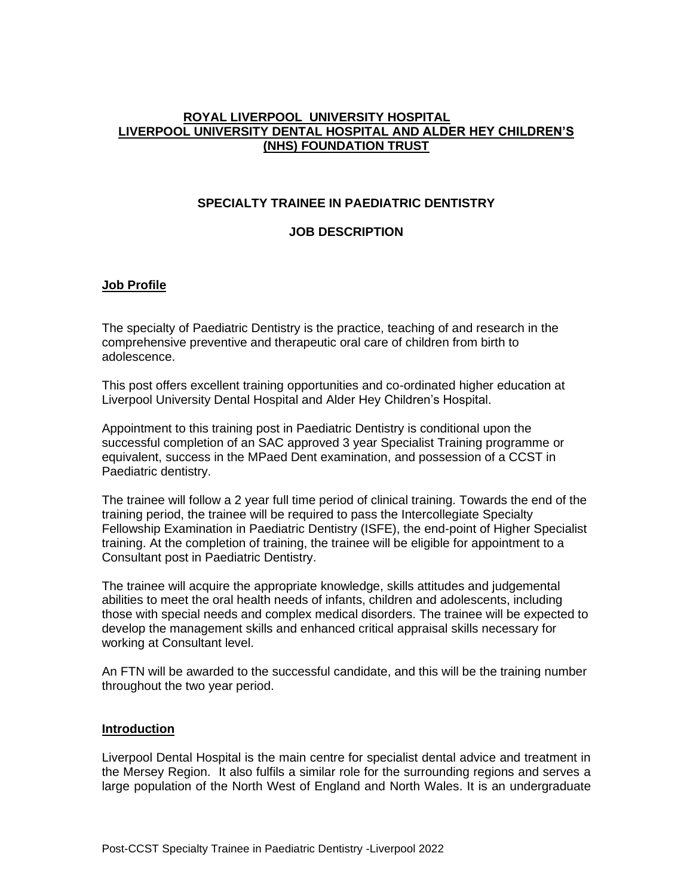**ROYAL LIVERPOOL UNIVERSITY HOSPITAL**
**LIVERPOOL UNIVERSITY DENTAL HOSPITAL AND ALDER HEY CHILDREN'S (NHS) FOUNDATION TRUST**

**SPECIALTY TRAINEE IN PAEDIATRIC DENTISTRY**

**JOB DESCRIPTION**

## Job Profile

The specialty of Paediatric Dentistry is the practice, teaching of and research in the comprehensive preventive and therapeutic oral care of children from birth to adolescence.

This post offers excellent training opportunities and co-ordinated higher education at Liverpool University Dental Hospital and Alder Hey Children's Hospital.

Appointment to this training post in Paediatric Dentistry is conditional upon the successful completion of an SAC approved 3 year Specialist Training programme or equivalent, success in the MPaed Dent examination, and possession of a CCST in Paediatric dentistry.

The trainee will follow a 2 year full time period of clinical training. Towards the end of the training period, the trainee will be required to pass the Intercollegiate Specialty Fellowship Examination in Paediatric Dentistry (ISFE), the end-point of Higher Specialist training. At the completion of training, the trainee will be eligible for appointment to a Consultant post in Paediatric Dentistry.

The trainee will acquire the appropriate knowledge, skills attitudes and judgemental abilities to meet the oral health needs of infants, children and adolescents, including those with special needs and complex medical disorders. The trainee will be expected to develop the management skills and enhanced critical appraisal skills necessary for working at Consultant level.

An FTN will be awarded to the successful candidate, and this will be the training number throughout the two year period.

## Introduction

Liverpool Dental Hospital is the main centre for specialist dental advice and treatment in the Mersey Region. It also fulfils a similar role for the surrounding regions and serves a large population of the North West of England and North Wales. It is an undergraduate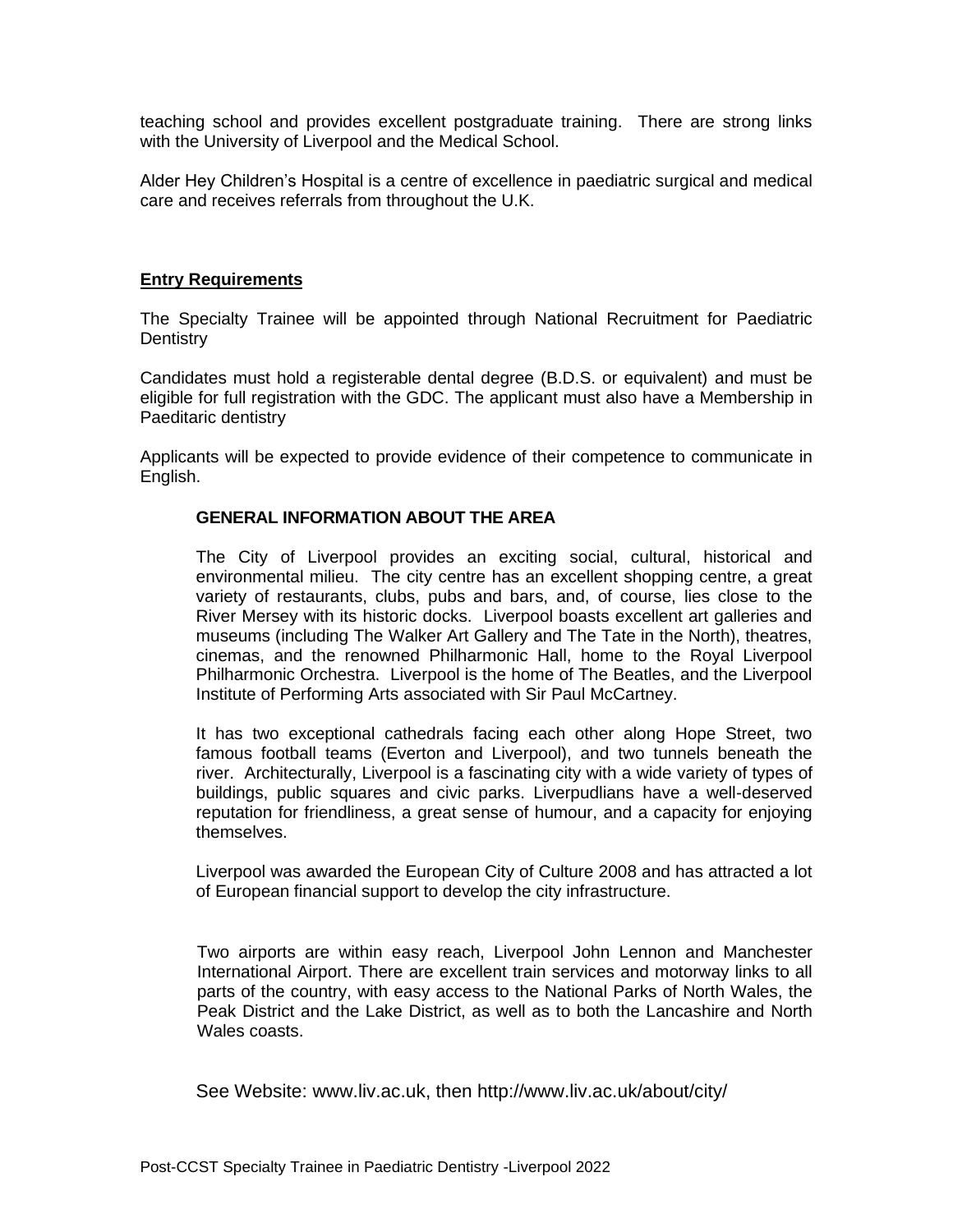teaching school and provides excellent postgraduate training. There are strong links with the University of Liverpool and the Medical School.

Alder Hey Children's Hospital is a centre of excellence in paediatric surgical and medical care and receives referrals from throughout the U.K.

## Entry Requirements

The Specialty Trainee will be appointed through National Recruitment for Paediatric Dentistry

Candidates must hold a registerable dental degree (B.D.S. or equivalent) and must be eligible for full registration with the GDC. The applicant must also have a Membership in Paeditaric dentistry

Applicants will be expected to provide evidence of their competence to communicate in English.

### GENERAL INFORMATION ABOUT THE AREA

The City of Liverpool provides an exciting social, cultural, historical and environmental milieu. The city centre has an excellent shopping centre, a great variety of restaurants, clubs, pubs and bars, and, of course, lies close to the River Mersey with its historic docks. Liverpool boasts excellent art galleries and museums (including The Walker Art Gallery and The Tate in the North), theatres, cinemas, and the renowned Philharmonic Hall, home to the Royal Liverpool Philharmonic Orchestra. Liverpool is the home of The Beatles, and the Liverpool Institute of Performing Arts associated with Sir Paul McCartney.

It has two exceptional cathedrals facing each other along Hope Street, two famous football teams (Everton and Liverpool), and two tunnels beneath the river. Architecturally, Liverpool is a fascinating city with a wide variety of types of buildings, public squares and civic parks. Liverpudlians have a well-deserved reputation for friendliness, a great sense of humour, and a capacity for enjoying themselves.

Liverpool was awarded the European City of Culture 2008 and has attracted a lot of European financial support to develop the city infrastructure.

Two airports are within easy reach, Liverpool John Lennon and Manchester International Airport. There are excellent train services and motorway links to all parts of the country, with easy access to the National Parks of North Wales, the Peak District and the Lake District, as well as to both the Lancashire and North Wales coasts.

See Website: www.liv.ac.uk, then http://www.liv.ac.uk/about/city/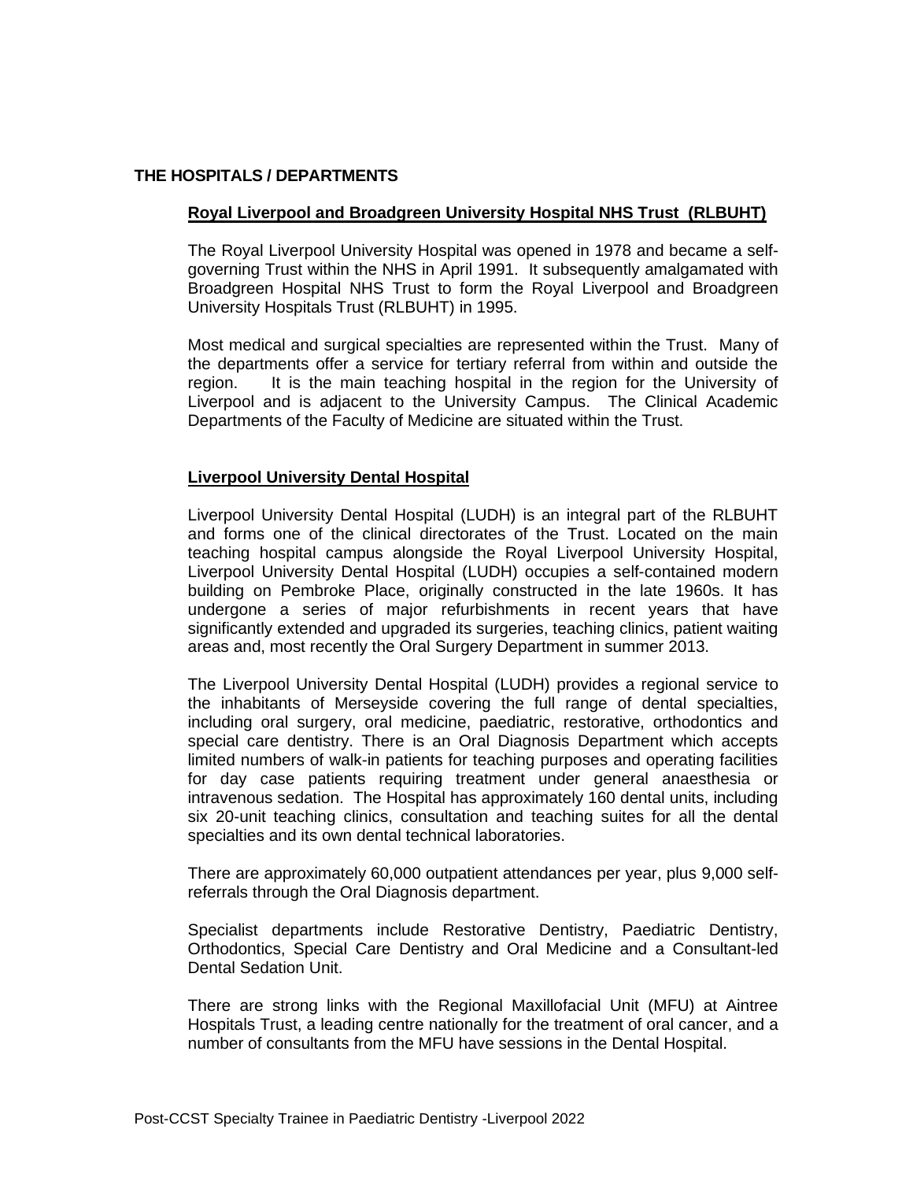## THE HOSPITALS / DEPARTMENTS

### Royal Liverpool and Broadgreen University Hospital NHS Trust (RLBUHT)

The Royal Liverpool University Hospital was opened in 1978 and became a self-governing Trust within the NHS in April 1991. It subsequently amalgamated with Broadgreen Hospital NHS Trust to form the Royal Liverpool and Broadgreen University Hospitals Trust (RLBUHT) in 1995.

Most medical and surgical specialties are represented within the Trust. Many of the departments offer a service for tertiary referral from within and outside the region. It is the main teaching hospital in the region for the University of Liverpool and is adjacent to the University Campus. The Clinical Academic Departments of the Faculty of Medicine are situated within the Trust.

### Liverpool University Dental Hospital

Liverpool University Dental Hospital (LUDH) is an integral part of the RLBUHT and forms one of the clinical directorates of the Trust. Located on the main teaching hospital campus alongside the Royal Liverpool University Hospital, Liverpool University Dental Hospital (LUDH) occupies a self-contained modern building on Pembroke Place, originally constructed in the late 1960s. It has undergone a series of major refurbishments in recent years that have significantly extended and upgraded its surgeries, teaching clinics, patient waiting areas and, most recently the Oral Surgery Department in summer 2013.

The Liverpool University Dental Hospital (LUDH) provides a regional service to the inhabitants of Merseyside covering the full range of dental specialties, including oral surgery, oral medicine, paediatric, restorative, orthodontics and special care dentistry. There is an Oral Diagnosis Department which accepts limited numbers of walk-in patients for teaching purposes and operating facilities for day case patients requiring treatment under general anaesthesia or intravenous sedation. The Hospital has approximately 160 dental units, including six 20-unit teaching clinics, consultation and teaching suites for all the dental specialties and its own dental technical laboratories.

There are approximately 60,000 outpatient attendances per year, plus 9,000 self-referrals through the Oral Diagnosis department.

Specialist departments include Restorative Dentistry, Paediatric Dentistry, Orthodontics, Special Care Dentistry and Oral Medicine and a Consultant-led Dental Sedation Unit.

There are strong links with the Regional Maxillofacial Unit (MFU) at Aintree Hospitals Trust, a leading centre nationally for the treatment of oral cancer, and a number of consultants from the MFU have sessions in the Dental Hospital.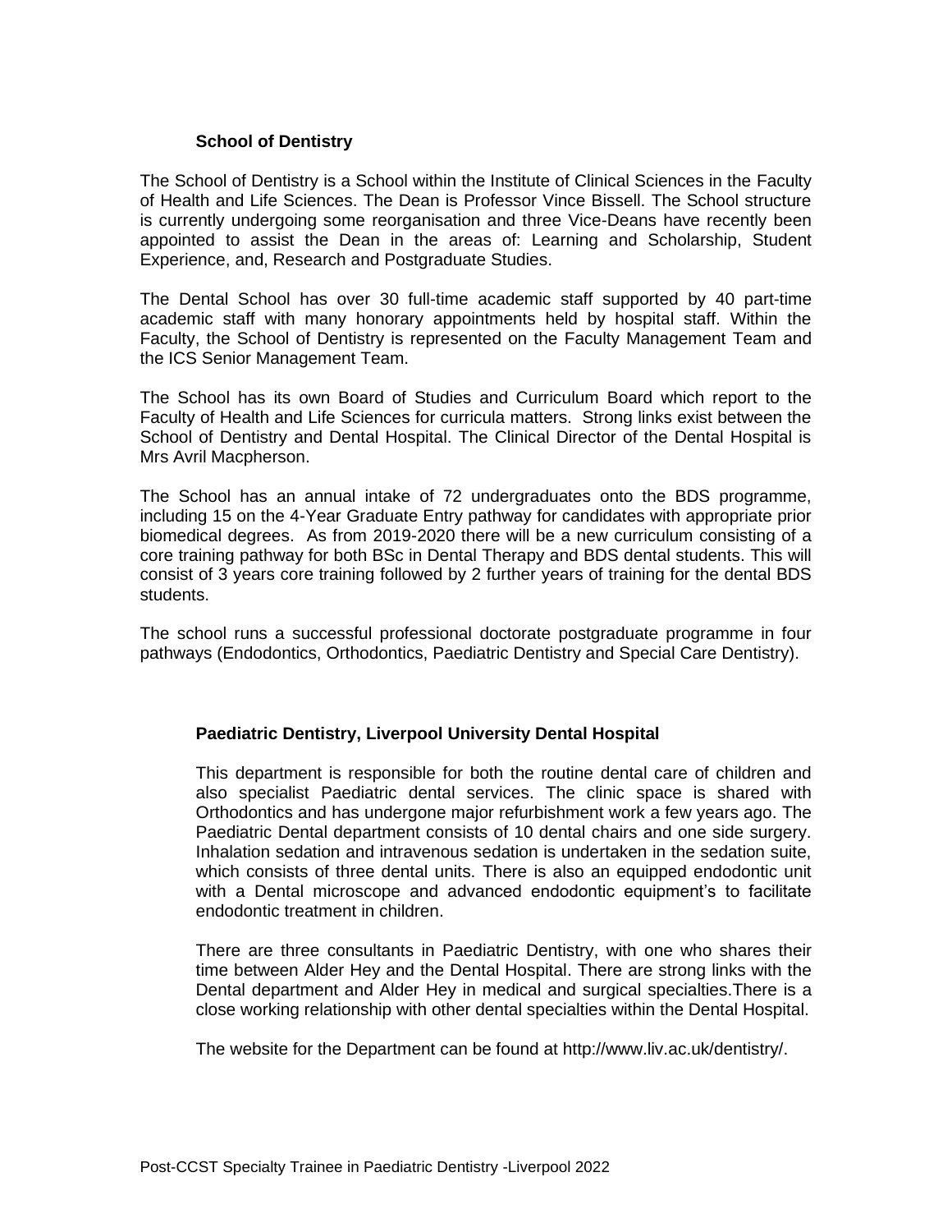## School of Dentistry

The School of Dentistry is a School within the Institute of Clinical Sciences in the Faculty of Health and Life Sciences. The Dean is Professor Vince Bissell. The School structure is currently undergoing some reorganisation and three Vice-Deans have recently been appointed to assist the Dean in the areas of: Learning and Scholarship, Student Experience, and, Research and Postgraduate Studies.

The Dental School has over 30 full-time academic staff supported by 40 part-time academic staff with many honorary appointments held by hospital staff. Within the Faculty, the School of Dentistry is represented on the Faculty Management Team and the ICS Senior Management Team.

The School has its own Board of Studies and Curriculum Board which report to the Faculty of Health and Life Sciences for curricula matters. Strong links exist between the School of Dentistry and Dental Hospital. The Clinical Director of the Dental Hospital is Mrs Avril Macpherson.

The School has an annual intake of 72 undergraduates onto the BDS programme, including 15 on the 4-Year Graduate Entry pathway for candidates with appropriate prior biomedical degrees. As from 2019-2020 there will be a new curriculum consisting of a core training pathway for both BSc in Dental Therapy and BDS dental students. This will consist of 3 years core training followed by 2 further years of training for the dental BDS students.

The school runs a successful professional doctorate postgraduate programme in four pathways (Endodontics, Orthodontics, Paediatric Dentistry and Special Care Dentistry).

## Paediatric Dentistry, Liverpool University Dental Hospital

This department is responsible for both the routine dental care of children and also specialist Paediatric dental services. The clinic space is shared with Orthodontics and has undergone major refurbishment work a few years ago. The Paediatric Dental department consists of 10 dental chairs and one side surgery. Inhalation sedation and intravenous sedation is undertaken in the sedation suite, which consists of three dental units. There is also an equipped endodontic unit with a Dental microscope and advanced endodontic equipment's to facilitate endodontic treatment in children.

There are three consultants in Paediatric Dentistry, with one who shares their time between Alder Hey and the Dental Hospital. There are strong links with the Dental department and Alder Hey in medical and surgical specialties.There is a close working relationship with other dental specialties within the Dental Hospital.

The website for the Department can be found at http://www.liv.ac.uk/dentistry/.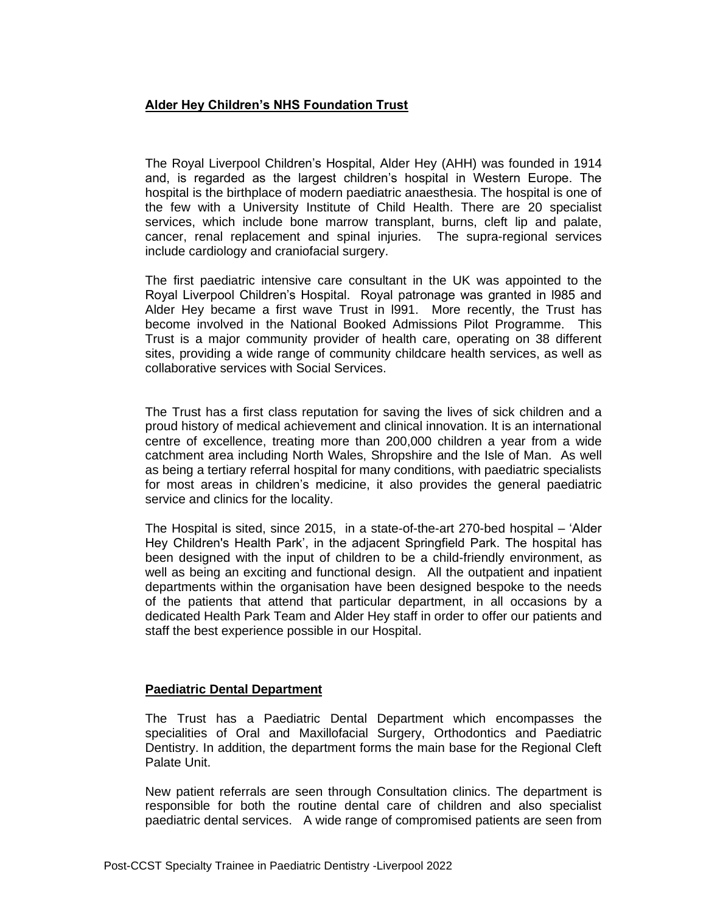## Alder Hey Children's NHS Foundation Trust

The Royal Liverpool Children's Hospital, Alder Hey (AHH) was founded in 1914 and, is regarded as the largest children's hospital in Western Europe. The hospital is the birthplace of modern paediatric anaesthesia. The hospital is one of the few with a University Institute of Child Health. There are 20 specialist services, which include bone marrow transplant, burns, cleft lip and palate, cancer, renal replacement and spinal injuries. The supra-regional services include cardiology and craniofacial surgery.

The first paediatric intensive care consultant in the UK was appointed to the Royal Liverpool Children's Hospital. Royal patronage was granted in l985 and Alder Hey became a first wave Trust in l991. More recently, the Trust has become involved in the National Booked Admissions Pilot Programme. This Trust is a major community provider of health care, operating on 38 different sites, providing a wide range of community childcare health services, as well as collaborative services with Social Services.

The Trust has a first class reputation for saving the lives of sick children and a proud history of medical achievement and clinical innovation. It is an international centre of excellence, treating more than 200,000 children a year from a wide catchment area including North Wales, Shropshire and the Isle of Man. As well as being a tertiary referral hospital for many conditions, with paediatric specialists for most areas in children's medicine, it also provides the general paediatric service and clinics for the locality.

The Hospital is sited, since 2015, in a state-of-the-art 270-bed hospital – 'Alder Hey Children's Health Park', in the adjacent Springfield Park. The hospital has been designed with the input of children to be a child-friendly environment, as well as being an exciting and functional design. All the outpatient and inpatient departments within the organisation have been designed bespoke to the needs of the patients that attend that particular department, in all occasions by a dedicated Health Park Team and Alder Hey staff in order to offer our patients and staff the best experience possible in our Hospital.

## Paediatric Dental Department

The Trust has a Paediatric Dental Department which encompasses the specialities of Oral and Maxillofacial Surgery, Orthodontics and Paediatric Dentistry. In addition, the department forms the main base for the Regional Cleft Palate Unit.

New patient referrals are seen through Consultation clinics. The department is responsible for both the routine dental care of children and also specialist paediatric dental services. A wide range of compromised patients are seen from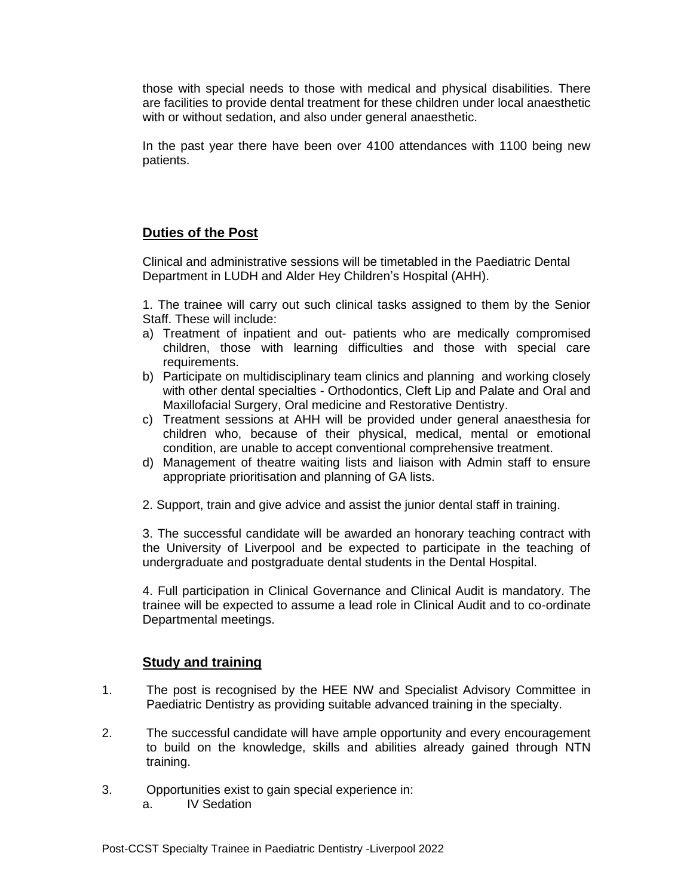those with special needs to those with medical and physical disabilities. There are facilities to provide dental treatment for these children under local anaesthetic with or without sedation, and also under general anaesthetic.

In the past year there have been over 4100 attendances with 1100 being new patients.

## Duties of the Post

Clinical and administrative sessions will be timetabled in the Paediatric Dental Department in LUDH and Alder Hey Children's Hospital (AHH).

1. The trainee will carry out such clinical tasks assigned to them by the Senior Staff. These will include:

   a) Treatment of inpatient and out- patients who are medically compromised children, those with learning difficulties and those with special care requirements.

   b) Participate on multidisciplinary team clinics and planning and working closely with other dental specialties - Orthodontics, Cleft Lip and Palate and Oral and Maxillofacial Surgery, Oral medicine and Restorative Dentistry.

   c) Treatment sessions at AHH will be provided under general anaesthesia for children who, because of their physical, medical, mental or emotional condition, are unable to accept conventional comprehensive treatment.

   d) Management of theatre waiting lists and liaison with Admin staff to ensure appropriate prioritisation and planning of GA lists.

2. Support, train and give advice and assist the junior dental staff in training.

3. The successful candidate will be awarded an honorary teaching contract with the University of Liverpool and be expected to participate in the teaching of undergraduate and postgraduate dental students in the Dental Hospital.

4. Full participation in Clinical Governance and Clinical Audit is mandatory. The trainee will be expected to assume a lead role in Clinical Audit and to co-ordinate Departmental meetings.

## Study and training

1. The post is recognised by the HEE NW and Specialist Advisory Committee in Paediatric Dentistry as providing suitable advanced training in the specialty.

2. The successful candidate will have ample opportunity and every encouragement to build on the knowledge, skills and abilities already gained through NTN training.

3. Opportunities exist to gain special experience in:

   a. IV Sedation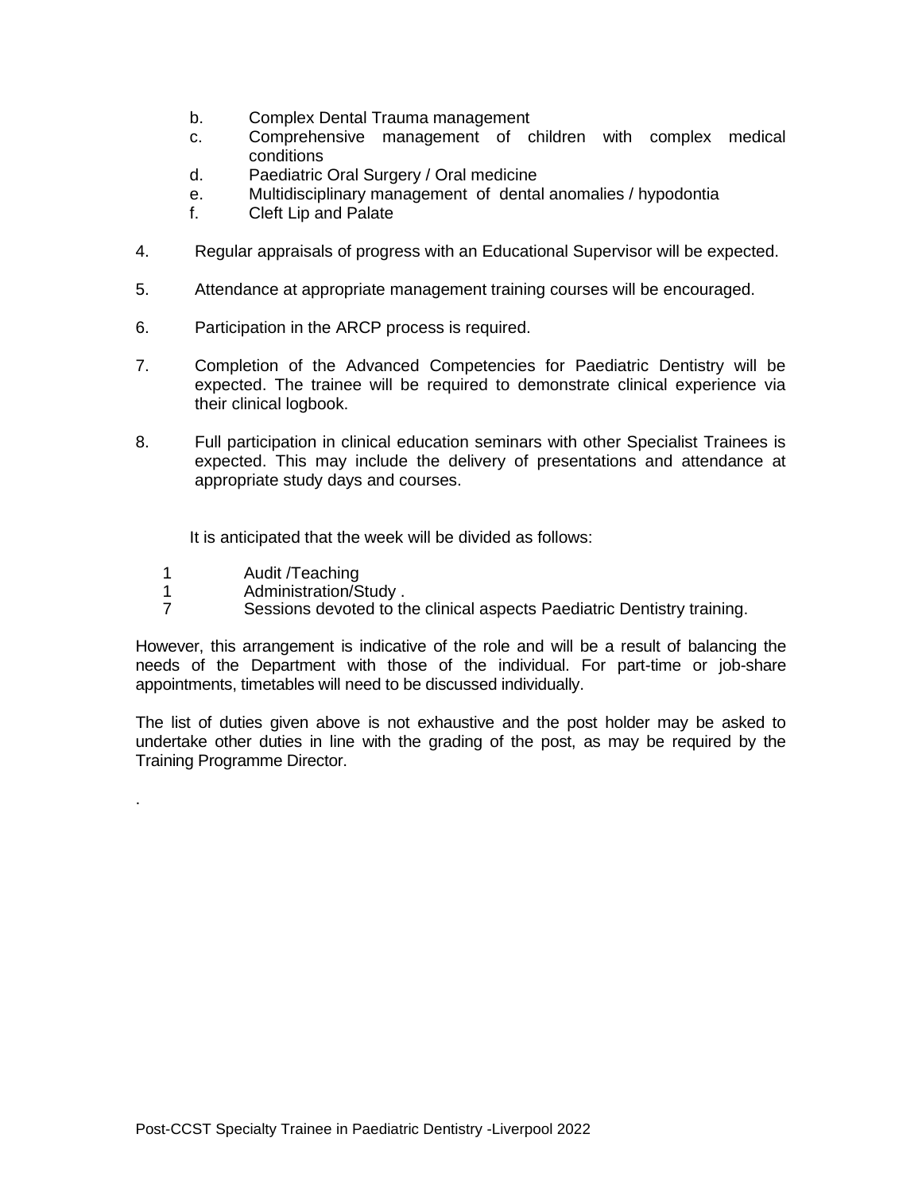b. Complex Dental Trauma management
c. Comprehensive management of children with complex medical conditions
d. Paediatric Oral Surgery / Oral medicine
e. Multidisciplinary management of dental anomalies / hypodontia
f. Cleft Lip and Palate

4. Regular appraisals of progress with an Educational Supervisor will be expected.

5. Attendance at appropriate management training courses will be encouraged.

6. Participation in the ARCP process is required.

7. Completion of the Advanced Competencies for Paediatric Dentistry will be expected. The trainee will be required to demonstrate clinical experience via their clinical logbook.

8. Full participation in clinical education seminars with other Specialist Trainees is expected. This may include the delivery of presentations and attendance at appropriate study days and courses.

It is anticipated that the week will be divided as follows:

1 Audit /Teaching
1 Administration/Study .
7 Sessions devoted to the clinical aspects Paediatric Dentistry training.

However, this arrangement is indicative of the role and will be a result of balancing the needs of the Department with those of the individual. For part-time or job-share appointments, timetables will need to be discussed individually.

The list of duties given above is not exhaustive and the post holder may be asked to undertake other duties in line with the grading of the post, as may be required by the Training Programme Director.

.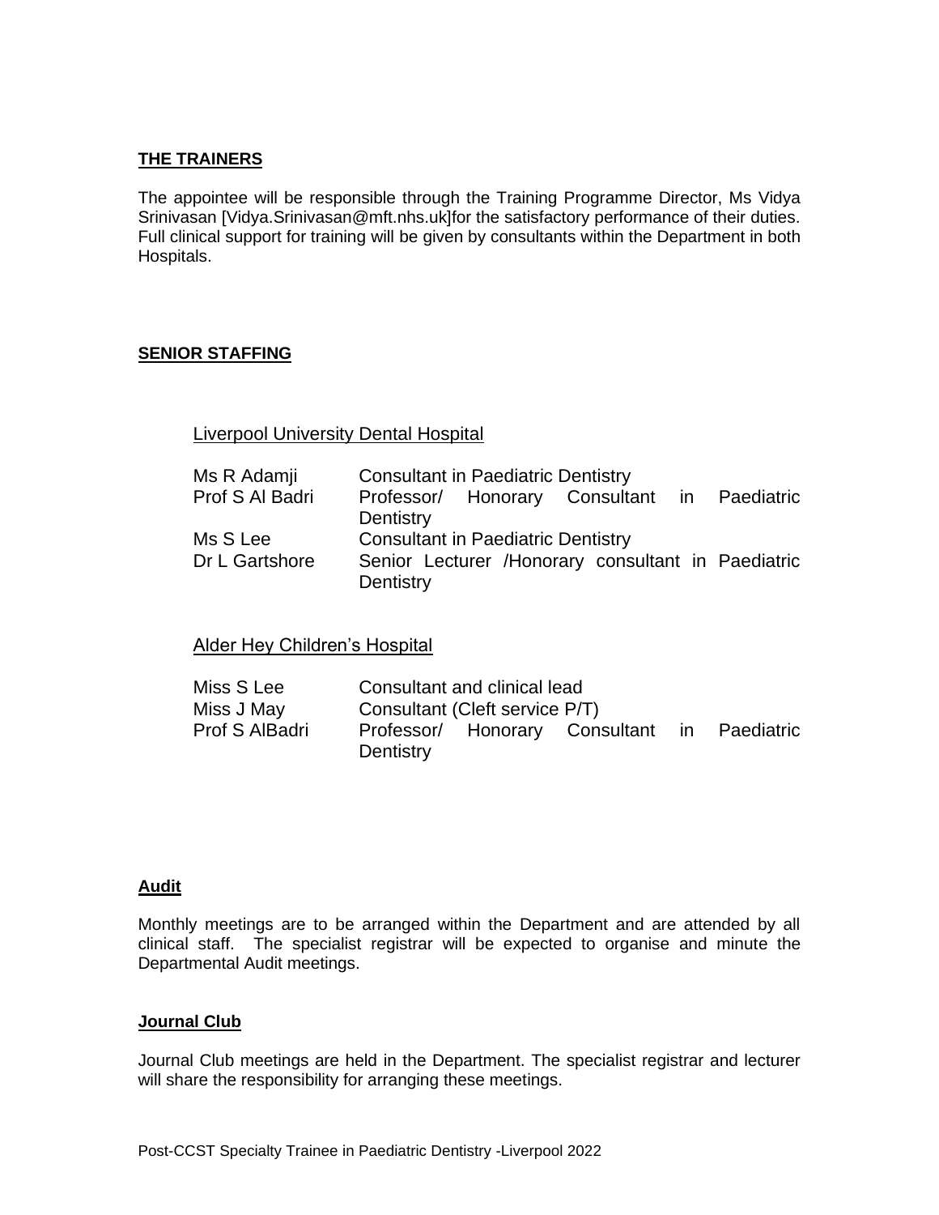**THE TRAINERS**

The appointee will be responsible through the Training Programme Director, Ms Vidya Srinivasan [Vidya.Srinivasan@mft.nhs.uk]for the satisfactory performance of their duties. Full clinical support for training will be given by consultants within the Department in both Hospitals.

**SENIOR STAFFING**

Liverpool University Dental Hospital

| | |
|---|---|
| Ms R Adamji | Consultant in Paediatric Dentistry |
| Prof S Al Badri | Professor/ Honorary Consultant in Paediatric Dentistry |
| Ms S Lee | Consultant in Paediatric Dentistry |
| Dr L Gartshore | Senior Lecturer /Honorary consultant in Paediatric Dentistry |

Alder Hey Children's Hospital

| | |
|---|---|
| Miss S Lee | Consultant and clinical lead |
| Miss J May | Consultant (Cleft service P/T) |
| Prof S AlBadri | Professor/ Honorary Consultant in Paediatric Dentistry |

**Audit**

Monthly meetings are to be arranged within the Department and are attended by all clinical staff. The specialist registrar will be expected to organise and minute the Departmental Audit meetings.

**Journal Club**

Journal Club meetings are held in the Department. The specialist registrar and lecturer will share the responsibility for arranging these meetings.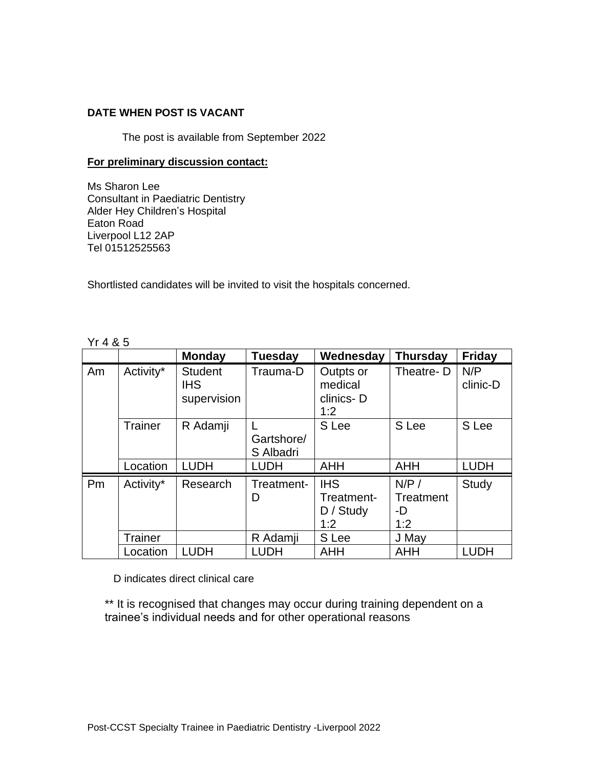**DATE WHEN POST IS VACANT**

The post is available from September 2022

**For preliminary discussion contact:**

Ms Sharon Lee
Consultant in Paediatric Dentistry
Alder Hey Children's Hospital
Eaton Road
Liverpool L12 2AP
Tel 01512525563

Shortlisted candidates will be invited to visit the hospitals concerned.

Yr 4 & 5

| | | Monday | Tuesday | Wednesday | Thursday | Friday |
|---|---|---|---|---|---|---|
| Am | Activity* | Student IHS supervision | Trauma-D | Outpts or medical clinics- D 1:2 | Theatre- D | N/P clinic-D |
| | Trainer | R Adamji | L Gartshore/ S Albadri | S Lee | S Lee | S Lee |
| | Location | LUDH | LUDH | AHH | AHH | LUDH |
| Pm | Activity* | Research | Treatment-D | IHS Treatment-D / Study 1:2 | N/P / Treatment -D 1:2 | Study |
| | Trainer | | R Adamji | S Lee | J May | |
| | Location | LUDH | LUDH | AHH | AHH | LUDH |

D indicates direct clinical care

** It is recognised that changes may occur during training dependent on a trainee's individual needs and for other operational reasons